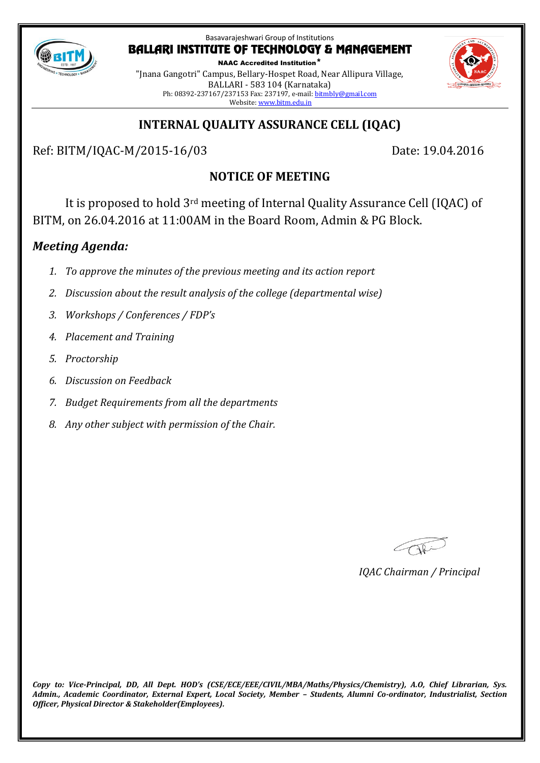Basavarajeshwari Group of Institutions

# BALLARI INSTITUTE OF TECHNOLOGY & MANAGEMENT

**NAAC Accredited Institution***

"Jnana Gangotri" Campus, Bellary-Hospet Road, Near Allipura Village,
BALLARI - 583 104 (Karnataka)
Ph: 08392-237167/237153 Fax: 237197, e-mail: bitmbly@gmail.com
Website: www.bitm.edu.in

## INTERNAL QUALITY ASSURANCE CELL (IQAC)

Ref: BITM/IQAC-M/2015-16/03 Date: 19.04.2016

### NOTICE OF MEETING

It is proposed to hold 3rd meeting of Internal Quality Assurance Cell (IQAC) of BITM, on 26.04.2016 at 11:00AM in the Board Room, Admin & PG Block.

### *Meeting Agenda:*

1. *To approve the minutes of the previous meeting and its action report*
2. *Discussion about the result analysis of the college (departmental wise)*
3. *Workshops / Conferences / FDP's*
4. *Placement and Training*
5. *Proctorship*
6. *Discussion on Feedback*
7. *Budget Requirements from all the departments*
8. *Any other subject with permission of the Chair.*

*IQAC Chairman / Principal*

***Copy to:** Vice-Principal, DD, All Dept. HOD's (CSE/ECE/EEE/CIVIL/MBA/Maths/Physics/Chemistry), A.O, Chief Librarian, Sys. Admin., Academic Coordinator, External Expert, Local Society, Member – Students, Alumni Co-ordinator, Industrialist, Section Officer, Physical Director & Stakeholder(Employees).*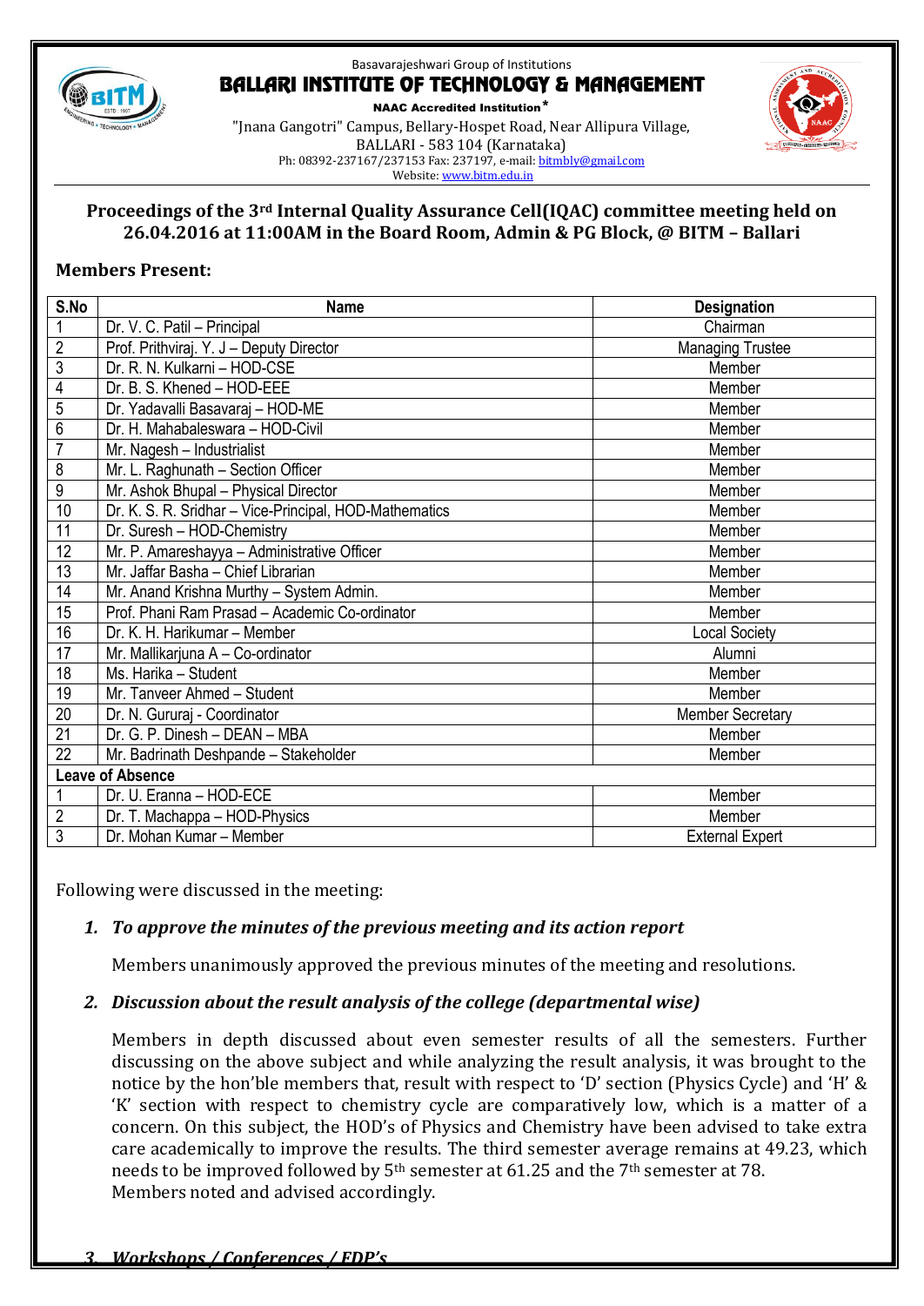Basavarajeshwari Group of Institutions

# BALLARI INSTITUTE OF TECHNOLOGY & MANAGEMENT

**NAAC Accredited Institution***

"Jnana Gangotri" Campus, Bellary-Hospet Road, Near Allipura Village,
BALLARI - 583 104 (Karnataka)
Ph: 08392-237167/237153 Fax: 237197, e-mail: bitmbly@gmail.com
Website: www.bitm.edu.in

### Proceedings of the 3rd Internal Quality Assurance Cell(IQAC) committee meeting held on 26.04.2016 at 11:00AM in the Board Room, Admin & PG Block, @ BITM – Ballari

**Members Present:**

| S.No | Name | Designation |
|---|---|---|
| 1 | Dr. V. C. Patil – Principal | Chairman |
| 2 | Prof. Prithviraj. Y. J – Deputy Director | Managing Trustee |
| 3 | Dr. R. N. Kulkarni – HOD-CSE | Member |
| 4 | Dr. B. S. Khened – HOD-EEE | Member |
| 5 | Dr. Yadavalli Basavaraj – HOD-ME | Member |
| 6 | Dr. H. Mahabaleswara – HOD-Civil | Member |
| 7 | Mr. Nagesh – Industrialist | Member |
| 8 | Mr. L. Raghunath – Section Officer | Member |
| 9 | Mr. Ashok Bhupal – Physical Director | Member |
| 10 | Dr. K. S. R. Sridhar – Vice-Principal, HOD-Mathematics | Member |
| 11 | Dr. Suresh – HOD-Chemistry | Member |
| 12 | Mr. P. Amareshayya – Administrative Officer | Member |
| 13 | Mr. Jaffar Basha – Chief Librarian | Member |
| 14 | Mr. Anand Krishna Murthy – System Admin. | Member |
| 15 | Prof. Phani Ram Prasad – Academic Co-ordinator | Member |
| 16 | Dr. K. H. Harikumar – Member | Local Society |
| 17 | Mr. Mallikarjuna A – Co-ordinator | Alumni |
| 18 | Ms. Harika – Student | Member |
| 19 | Mr. Tanveer Ahmed – Student | Member |
| 20 | Dr. N. Gururaj - Coordinator | Member Secretary |
| 21 | Dr. G. P. Dinesh – DEAN – MBA | Member |
| 22 | Mr. Badrinath Deshpande – Stakeholder | Member |
| **Leave of Absence** | | |
| 1 | Dr. U. Eranna – HOD-ECE | Member |
| 2 | Dr. T. Machappa – HOD-Physics | Member |
| 3 | Dr. Mohan Kumar – Member | External Expert |

Following were discussed in the meeting:

1. ***To approve the minutes of the previous meeting and its action report***

   Members unanimously approved the previous minutes of the meeting and resolutions.

2. ***Discussion about the result analysis of the college (departmental wise)***

   Members in depth discussed about even semester results of all the semesters. Further discussing on the above subject and while analyzing the result analysis, it was brought to the notice by the hon'ble members that, result with respect to 'D' section (Physics Cycle) and 'H' & 'K' section with respect to chemistry cycle are comparatively low, which is a matter of a concern. On this subject, the HOD's of Physics and Chemistry have been advised to take extra care academically to improve the results. The third semester average remains at 49.23, which needs to be improved followed by 5th semester at 61.25 and the 7th semester at 78.
   Members noted and advised accordingly.

3. ***Workshops / Conferences / FDP's***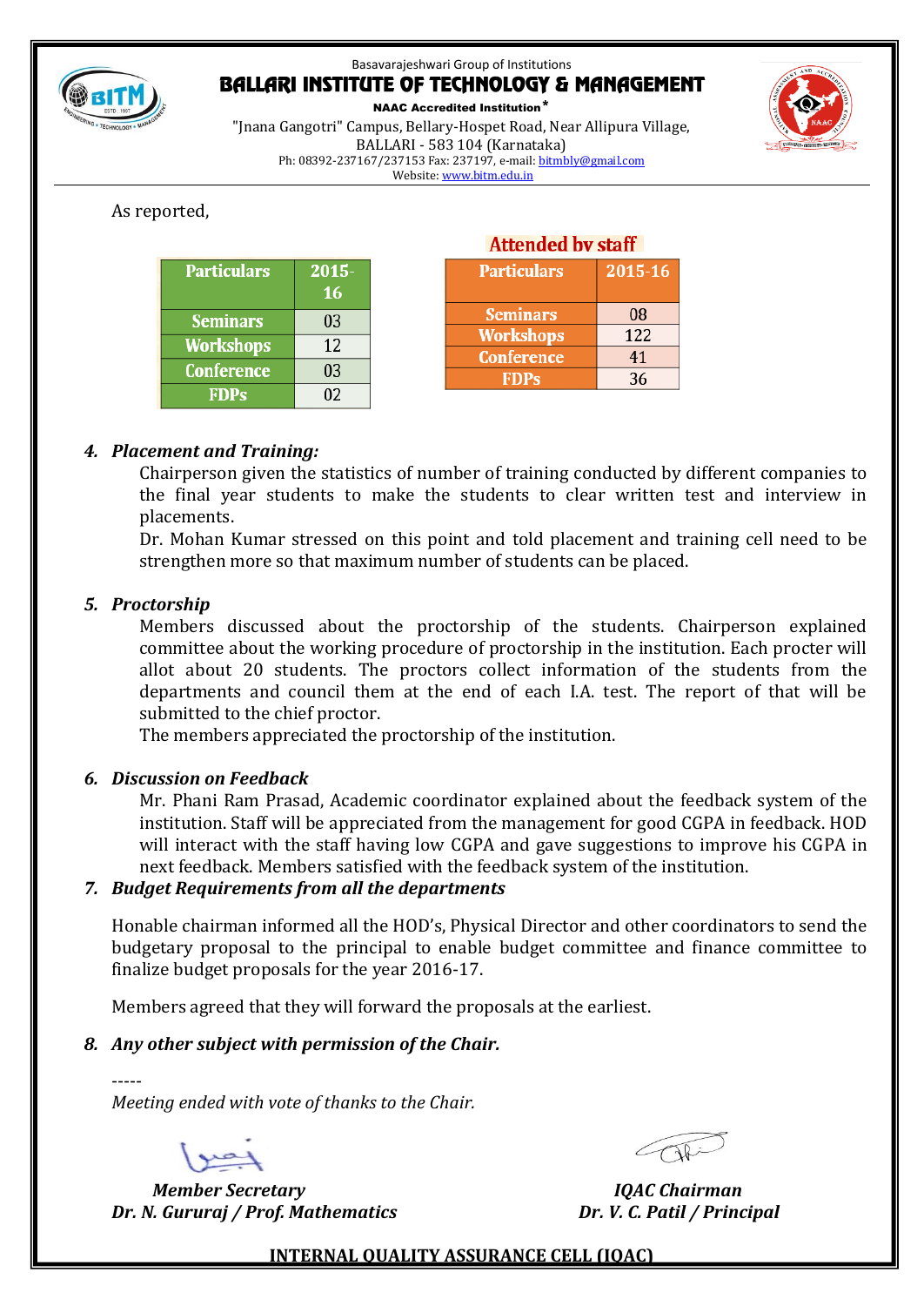As reported,

| Particulars | 2015-16 |
|---|---|
| Seminars | 03 |
| Workshops | 12 |
| Conference | 03 |
| FDPs | 02 |

**Attended by staff**

| Particulars | 2015-16 |
|---|---|
| Seminars | 08 |
| Workshops | 122 |
| Conference | 41 |
| FDPs | 36 |

4. ***Placement and Training:***

   Chairperson given the statistics of number of training conducted by different companies to the final year students to make the students to clear written test and interview in placements.

   Dr. Mohan Kumar stressed on this point and told placement and training cell need to be strengthen more so that maximum number of students can be placed.

5. ***Proctorship***

   Members discussed about the proctorship of the students. Chairperson explained committee about the working procedure of proctorship in the institution. Each procter will allot about 20 students. The proctors collect information of the students from the departments and council them at the end of each I.A. test. The report of that will be submitted to the chief proctor.

   The members appreciated the proctorship of the institution.

6. ***Discussion on Feedback***

   Mr. Phani Ram Prasad, Academic coordinator explained about the feedback system of the institution. Staff will be appreciated from the management for good CGPA in feedback. HOD will interact with the staff having low CGPA and gave suggestions to improve his CGPA in next feedback. Members satisfied with the feedback system of the institution.

7. ***Budget Requirements from all the departments***

   Honable chairman informed all the HOD's, Physical Director and other coordinators to send the budgetary proposal to the principal to enable budget committee and finance committee to finalize budget proposals for the year 2016-17.

   Members agreed that they will forward the proposals at the earliest.

8. ***Any other subject with permission of the Chair.***

-----

*Meeting ended with vote of thanks to the Chair.*

***Member Secretary***
***Dr. N. Gururaj / Prof. Mathematics***

***IQAC Chairman***
***Dr. V. C. Patil / Principal***

**INTERNAL QUALITY ASSURANCE CELL (IQAC)**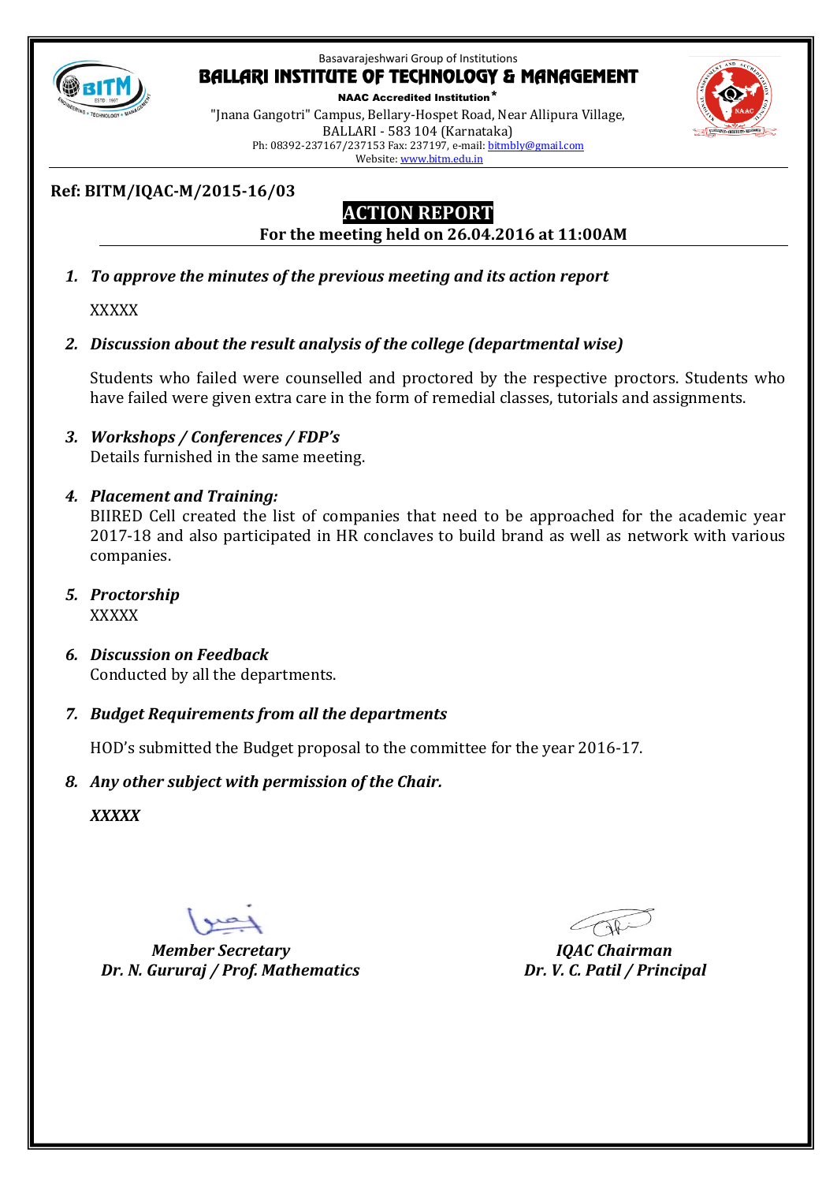Basavarajeshwari Group of Institutions

# BALLARI INSTITUTE OF TECHNOLOGY & MANAGEMENT

**NAAC Accredited Institution***

"Jnana Gangotri" Campus, Bellary-Hospet Road, Near Allipura Village,
BALLARI - 583 104 (Karnataka)
Ph: 08392-237167/237153 Fax: 237197, e-mail: bitmbly@gmail.com
Website: www.bitm.edu.in

**Ref: BITM/IQAC-M/2015-16/03**

## ACTION REPORT

**For the meeting held on 26.04.2016 at 11:00AM**

1. ***To approve the minutes of the previous meeting and its action report***

   XXXXX

2. ***Discussion about the result analysis of the college (departmental wise)***

   Students who failed were counselled and proctored by the respective proctors. Students who have failed were given extra care in the form of remedial classes, tutorials and assignments.

3. ***Workshops / Conferences / FDP's***
   Details furnished in the same meeting.

4. ***Placement and Training:***
   BIIRED Cell created the list of companies that need to be approached for the academic year 2017-18 and also participated in HR conclaves to build brand as well as network with various companies.

5. ***Proctorship***
   XXXXX

6. ***Discussion on Feedback***
   Conducted by all the departments.

7. ***Budget Requirements from all the departments***

   HOD's submitted the Budget proposal to the committee for the year 2016-17.

8. ***Any other subject with permission of the Chair.***

   ***XXXXX***

*Member Secretary*
*Dr. N. Gururaj / Prof. Mathematics*

*IQAC Chairman*
*Dr. V. C. Patil / Principal*